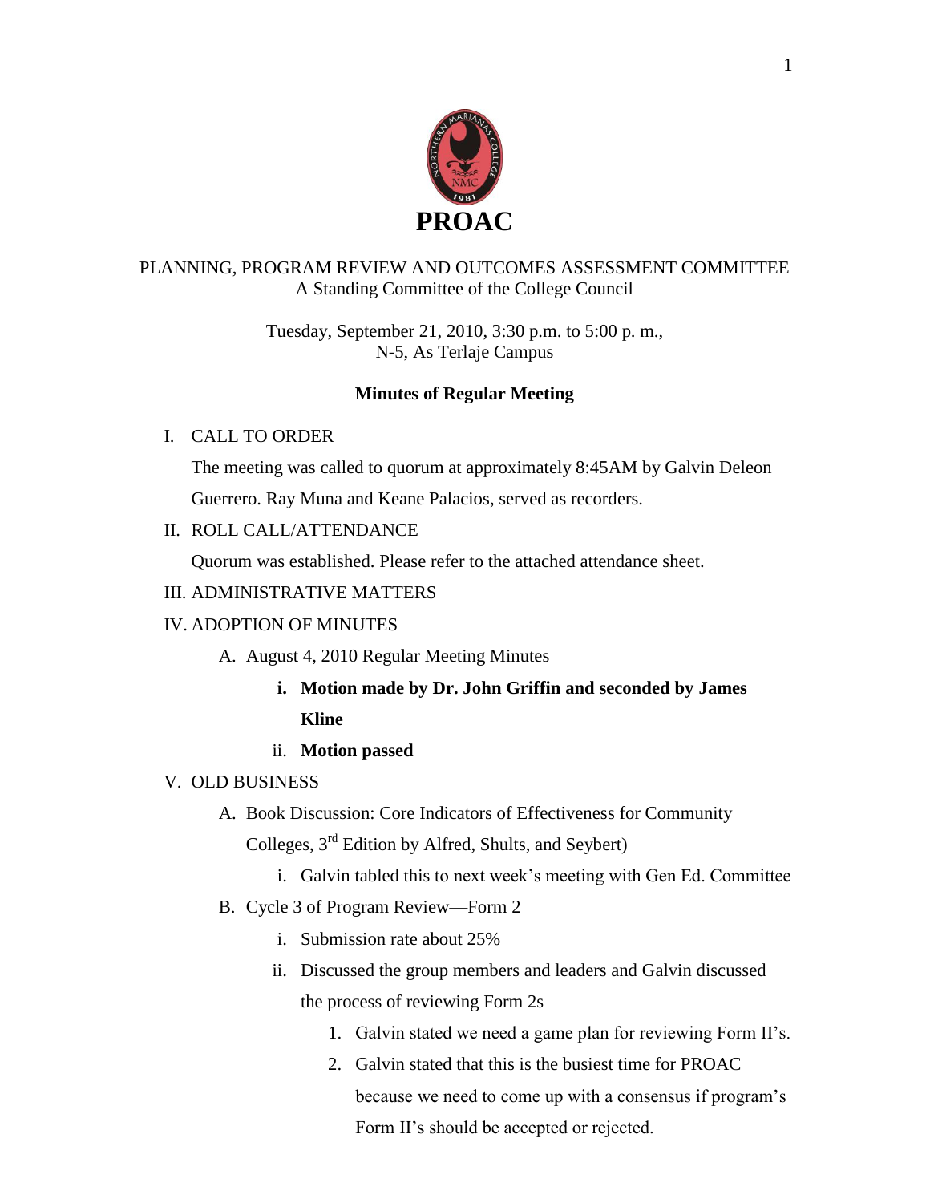# PROAC

PLANNING, PROGRAM REVIEW AND OUTCOMES ASSESSMENT COMMITTEE
A Standing Committee of the College Council

Tuesday, September 21, 2010, 3:30 p.m. to 5:00 p. m.,
N-5, As Terlaje Campus

## Minutes of Regular Meeting

I. CALL TO ORDER

The meeting was called to quorum at approximately 8:45AM by Galvin Deleon Guerrero. Ray Muna and Keane Palacios, served as recorders.

II. ROLL CALL/ATTENDANCE

Quorum was established. Please refer to the attached attendance sheet.

III. ADMINISTRATIVE MATTERS

IV. ADOPTION OF MINUTES

A. August 4, 2010 Regular Meeting Minutes
   i. **Motion made by Dr. John Griffin and seconded by James Kline**
   ii. **Motion passed**

V. OLD BUSINESS

A. Book Discussion: Core Indicators of Effectiveness for Community Colleges, 3rd Edition by Alfred, Shults, and Seybert)
   i. Galvin tabled this to next week's meeting with Gen Ed. Committee

B. Cycle 3 of Program Review—Form 2
   i. Submission rate about 25%
   ii. Discussed the group members and leaders and Galvin discussed the process of reviewing Form 2s
      1. Galvin stated we need a game plan for reviewing Form II's.
      2. Galvin stated that this is the busiest time for PROAC because we need to come up with a consensus if program's Form II's should be accepted or rejected.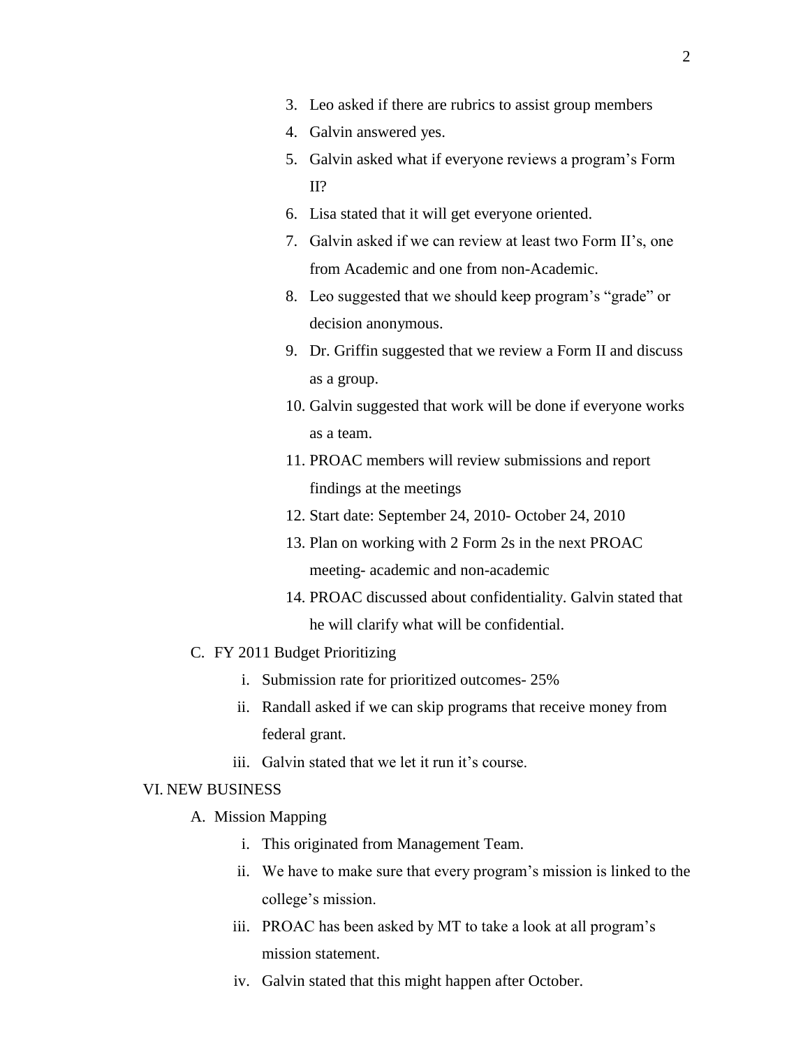3. Leo asked if there are rubrics to assist group members
4. Galvin answered yes.
5. Galvin asked what if everyone reviews a program's Form II?
6. Lisa stated that it will get everyone oriented.
7. Galvin asked if we can review at least two Form II's, one from Academic and one from non-Academic.
8. Leo suggested that we should keep program's "grade" or decision anonymous.
9. Dr. Griffin suggested that we review a Form II and discuss as a group.
10. Galvin suggested that work will be done if everyone works as a team.
11. PROAC members will review submissions and report findings at the meetings
12. Start date: September 24, 2010- October 24, 2010
13. Plan on working with 2 Form 2s in the next PROAC meeting- academic and non-academic
14. PROAC discussed about confidentiality. Galvin stated that he will clarify what will be confidential.

C. FY 2011 Budget Prioritizing
   i. Submission rate for prioritized outcomes- 25%
   ii. Randall asked if we can skip programs that receive money from federal grant.
   iii. Galvin stated that we let it run it's course.

VI. NEW BUSINESS

A. Mission Mapping
   i. This originated from Management Team.
   ii. We have to make sure that every program's mission is linked to the college's mission.
   iii. PROAC has been asked by MT to take a look at all program's mission statement.
   iv. Galvin stated that this might happen after October.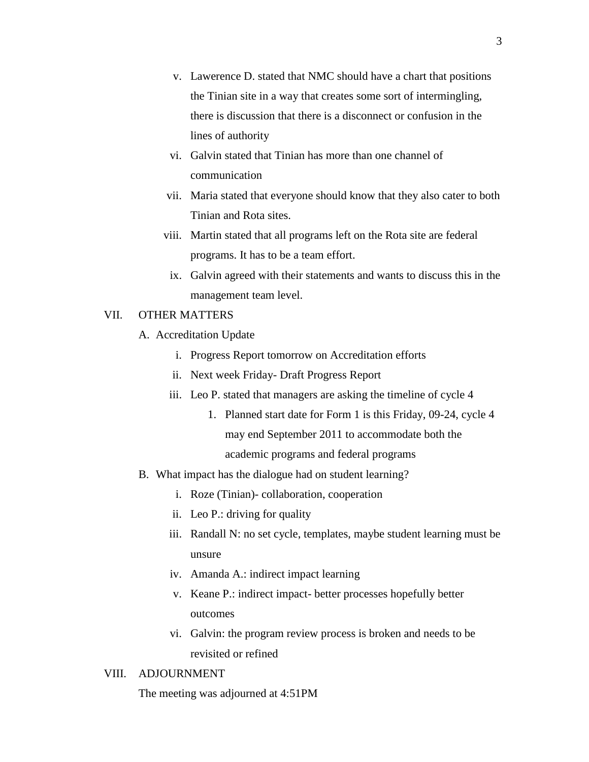v. Lawerence D. stated that NMC should have a chart that positions the Tinian site in a way that creates some sort of intermingling, there is discussion that there is a disconnect or confusion in the lines of authority

vi. Galvin stated that Tinian has more than one channel of communication

vii. Maria stated that everyone should know that they also cater to both Tinian and Rota sites.

viii. Martin stated that all programs left on the Rota site are federal programs. It has to be a team effort.

ix. Galvin agreed with their statements and wants to discuss this in the management team level.

VII. OTHER MATTERS

A. Accreditation Update

i. Progress Report tomorrow on Accreditation efforts

ii. Next week Friday- Draft Progress Report

iii. Leo P. stated that managers are asking the timeline of cycle 4

1. Planned start date for Form 1 is this Friday, 09-24, cycle 4 may end September 2011 to accommodate both the academic programs and federal programs

B. What impact has the dialogue had on student learning?

i. Roze (Tinian)- collaboration, cooperation

ii. Leo P.: driving for quality

iii. Randall N: no set cycle, templates, maybe student learning must be unsure

iv. Amanda A.: indirect impact learning

v. Keane P.: indirect impact- better processes hopefully better outcomes

vi. Galvin: the program review process is broken and needs to be revisited or refined

VIII. ADJOURNMENT

The meeting was adjourned at 4:51PM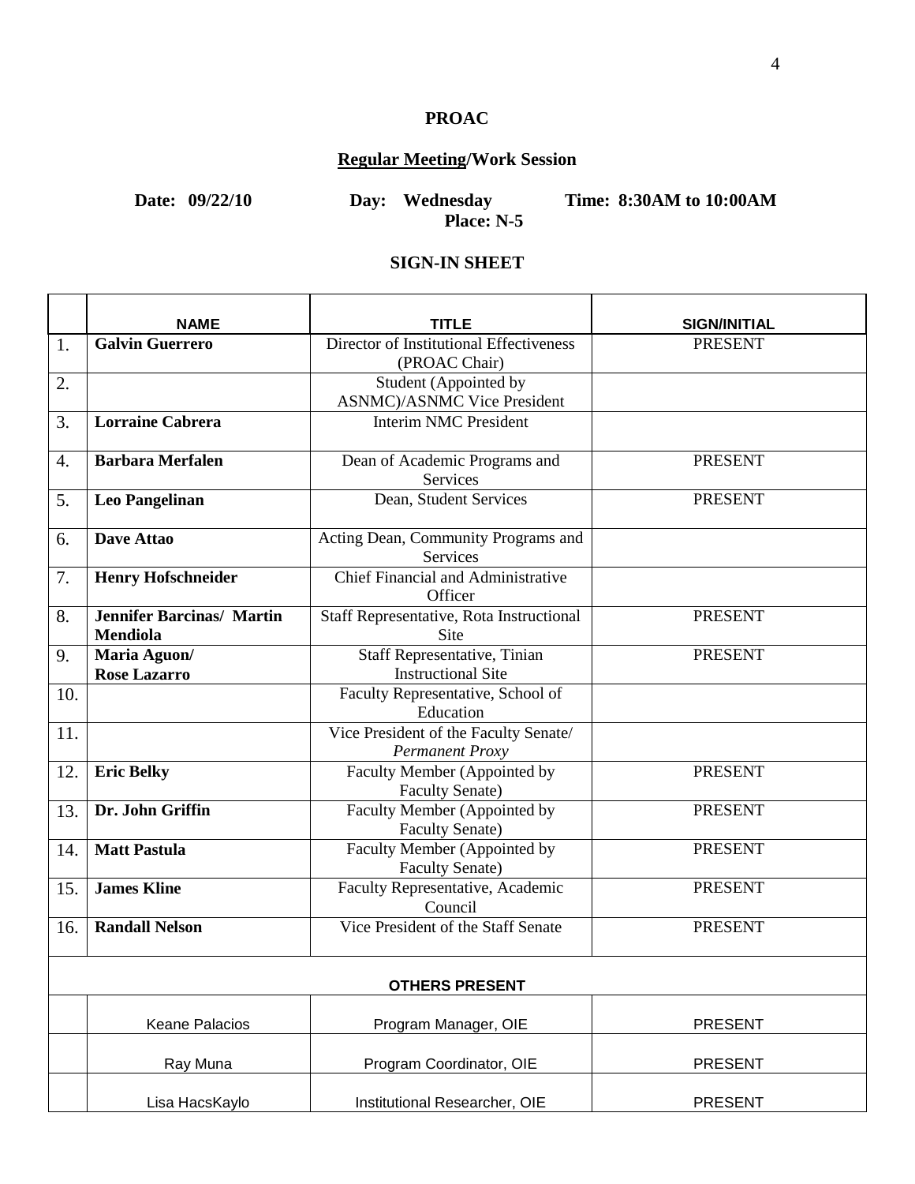**PROAC**

**Regular Meeting/Work Session**

**Date: 09/22/10** **Day: Wednesday** **Time: 8:30AM to 10:00AM**
**Place: N-5**

**SIGN-IN SHEET**

| | NAME | TITLE | SIGN/INITIAL |
|---|---|---|---|
| 1. | **Galvin Guerrero** | Director of Institutional Effectiveness (PROAC Chair) | PRESENT |
| 2. | | Student (Appointed by ASNMC)/ASNMC Vice President | |
| 3. | **Lorraine Cabrera** | Interim NMC President | |
| 4. | **Barbara Merfalen** | Dean of Academic Programs and Services | PRESENT |
| 5. | **Leo Pangelinan** | Dean, Student Services | PRESENT |
| 6. | **Dave Attao** | Acting Dean, Community Programs and Services | |
| 7. | **Henry Hofschneider** | Chief Financial and Administrative Officer | |
| 8. | **Jennifer Barcinas/ Martin Mendiola** | Staff Representative, Rota Instructional Site | PRESENT |
| 9. | **Maria Aguon/ Rose Lazarro** | Staff Representative, Tinian Instructional Site | PRESENT |
| 10. | | Faculty Representative, School of Education | |
| 11. | | Vice President of the Faculty Senate/ *Permanent Proxy* | |
| 12. | **Eric Belky** | Faculty Member (Appointed by Faculty Senate) | PRESENT |
| 13. | **Dr. John Griffin** | Faculty Member (Appointed by Faculty Senate) | PRESENT |
| 14. | **Matt Pastula** | Faculty Member (Appointed by Faculty Senate) | PRESENT |
| 15. | **James Kline** | Faculty Representative, Academic Council | PRESENT |
| 16. | **Randall Nelson** | Vice President of the Staff Senate | PRESENT |
| | | **OTHERS PRESENT** | |
| | Keane Palacios | Program Manager, OIE | PRESENT |
| | Ray Muna | Program Coordinator, OIE | PRESENT |
| | Lisa HacsKaylo | Institutional Researcher, OIE | PRESENT |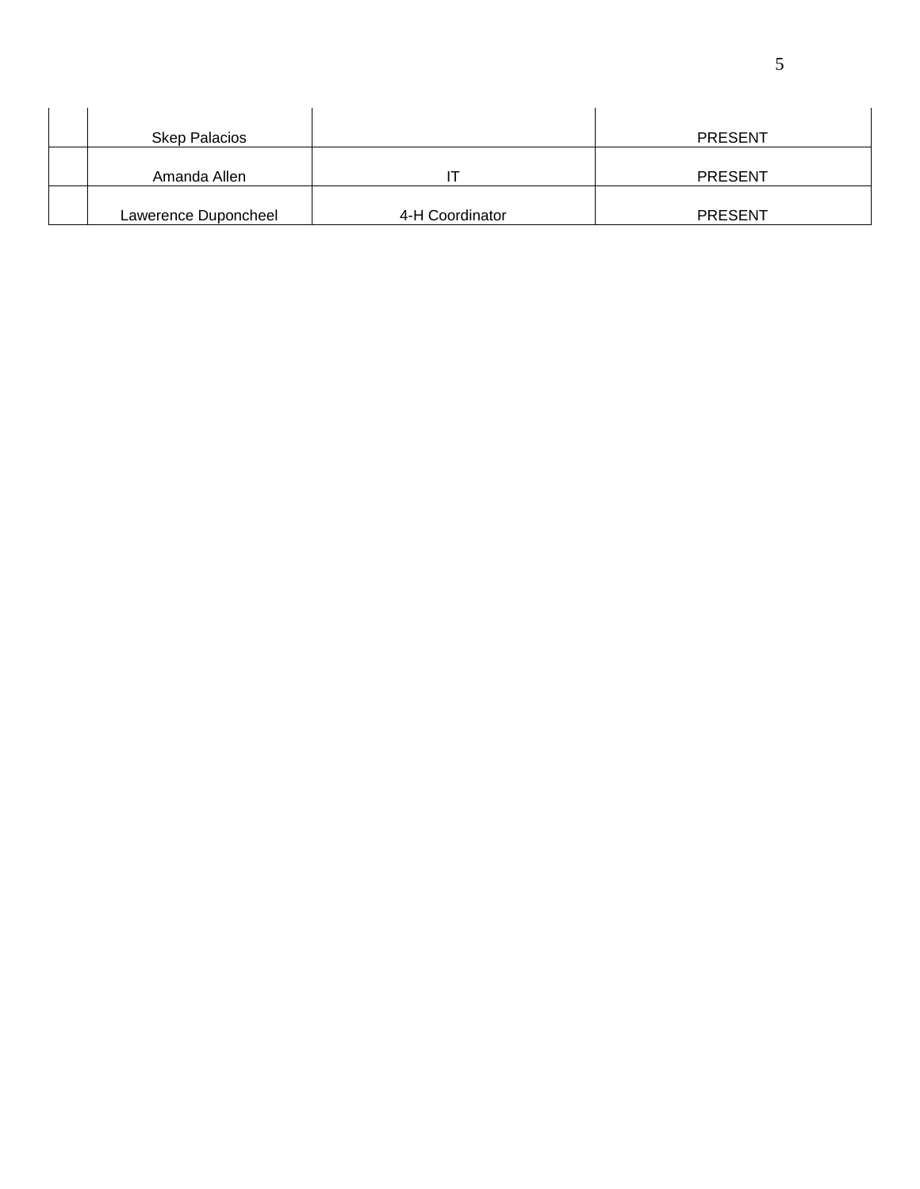| | | | |
|---|---|---|---|
| | Skep Palacios | | PRESENT |
| | Amanda Allen | IT | PRESENT |
| | Lawerence Duponcheel | 4-H Coordinator | PRESENT |